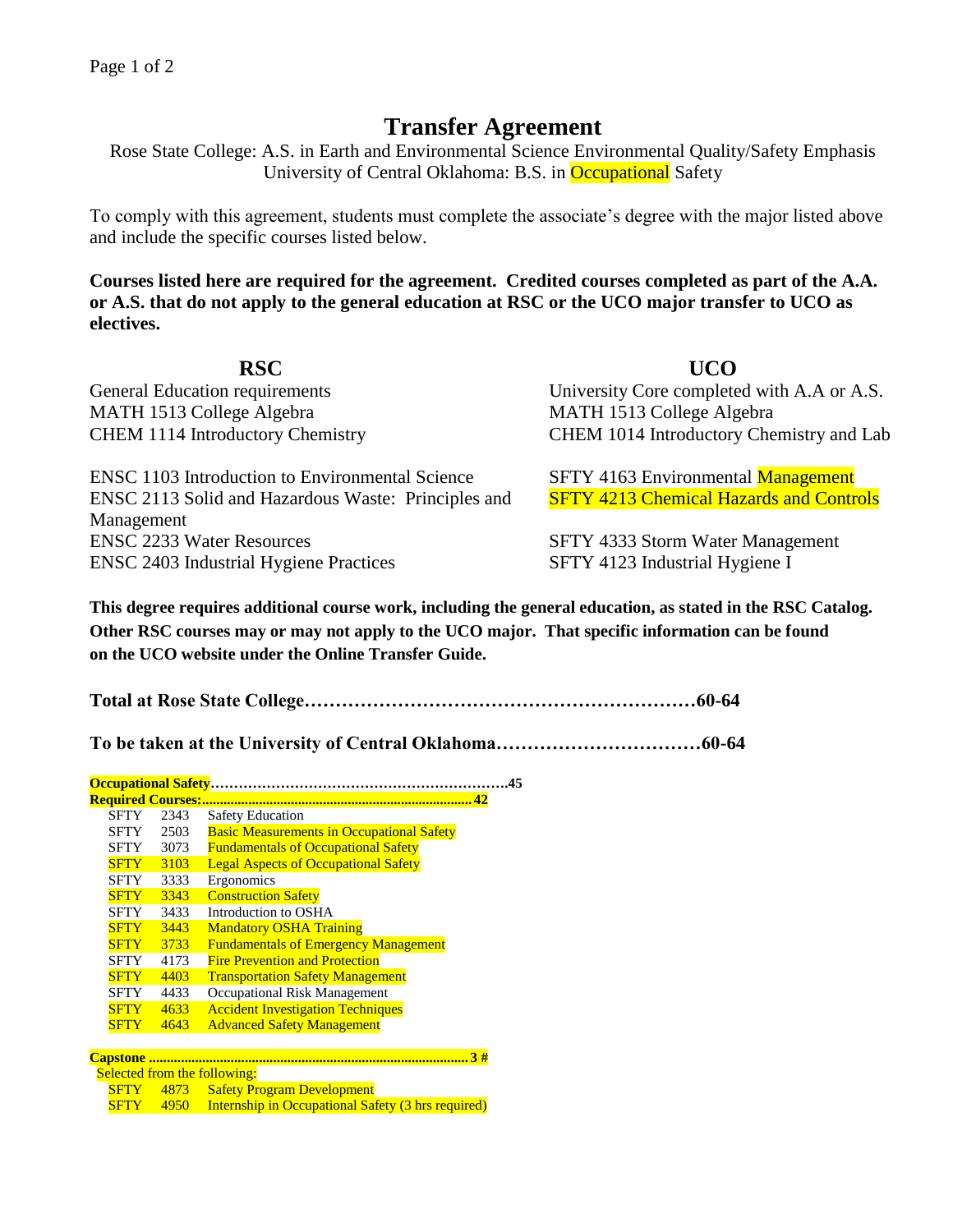# Transfer Agreement

Rose State College: A.S. in Earth and Environmental Science Environmental Quality/Safety Emphasis
University of Central Oklahoma: B.S. in Occupational Safety

To comply with this agreement, students must complete the associate's degree with the major listed above and include the specific courses listed below.

**Courses listed here are required for the agreement. Credited courses completed as part of the A.A. or A.S. that do not apply to the general education at RSC or the UCO major transfer to UCO as electives.**

| RSC | UCO |
|---|---|
| General Education requirements | University Core completed with A.A or A.S. |
| MATH 1513 College Algebra | MATH 1513 College Algebra |
| CHEM 1114 Introductory Chemistry | CHEM 1014 Introductory Chemistry and Lab |
| ENSC 1103 Introduction to Environmental Science | SFTY 4163 Environmental Management |
| ENSC 2113 Solid and Hazardous Waste: Principles and Management | SFTY 4213 Chemical Hazards and Controls |
| ENSC 2233 Water Resources | SFTY 4333 Storm Water Management |
| ENSC 2403 Industrial Hygiene Practices | SFTY 4123 Industrial Hygiene I |

**This degree requires additional course work, including the general education, as stated in the RSC Catalog. Other RSC courses may or may not apply to the UCO major. That specific information can be found on the UCO website under the Online Transfer Guide.**

**Total at Rose State College……………………………………………………60-64**

**To be taken at the University of Central Oklahoma……………………………60-64**

**Occupational Safety……………………………………………………….45**

**Required Courses:……………………………………………………… 42**

| | | |
|---|---|---|
| SFTY | 2343 | Safety Education |
| SFTY | 2503 | Basic Measurements in Occupational Safety |
| SFTY | 3073 | Fundamentals of Occupational Safety |
| SFTY | 3103 | Legal Aspects of Occupational Safety |
| SFTY | 3333 | Ergonomics |
| SFTY | 3343 | Construction Safety |
| SFTY | 3433 | Introduction to OSHA |
| SFTY | 3443 | Mandatory OSHA Training |
| SFTY | 3733 | Fundamentals of Emergency Management |
| SFTY | 4173 | Fire Prevention and Protection |
| SFTY | 4403 | Transportation Safety Management |
| SFTY | 4433 | Occupational Risk Management |
| SFTY | 4633 | Accident Investigation Techniques |
| SFTY | 4643 | Advanced Safety Management |

**Capstone ……………………………………………………………………… 3 #**

Selected from the following:

| | | |
|---|---|---|
| SFTY | 4873 | Safety Program Development |
| SFTY | 4950 | Internship in Occupational Safety (3 hrs required) |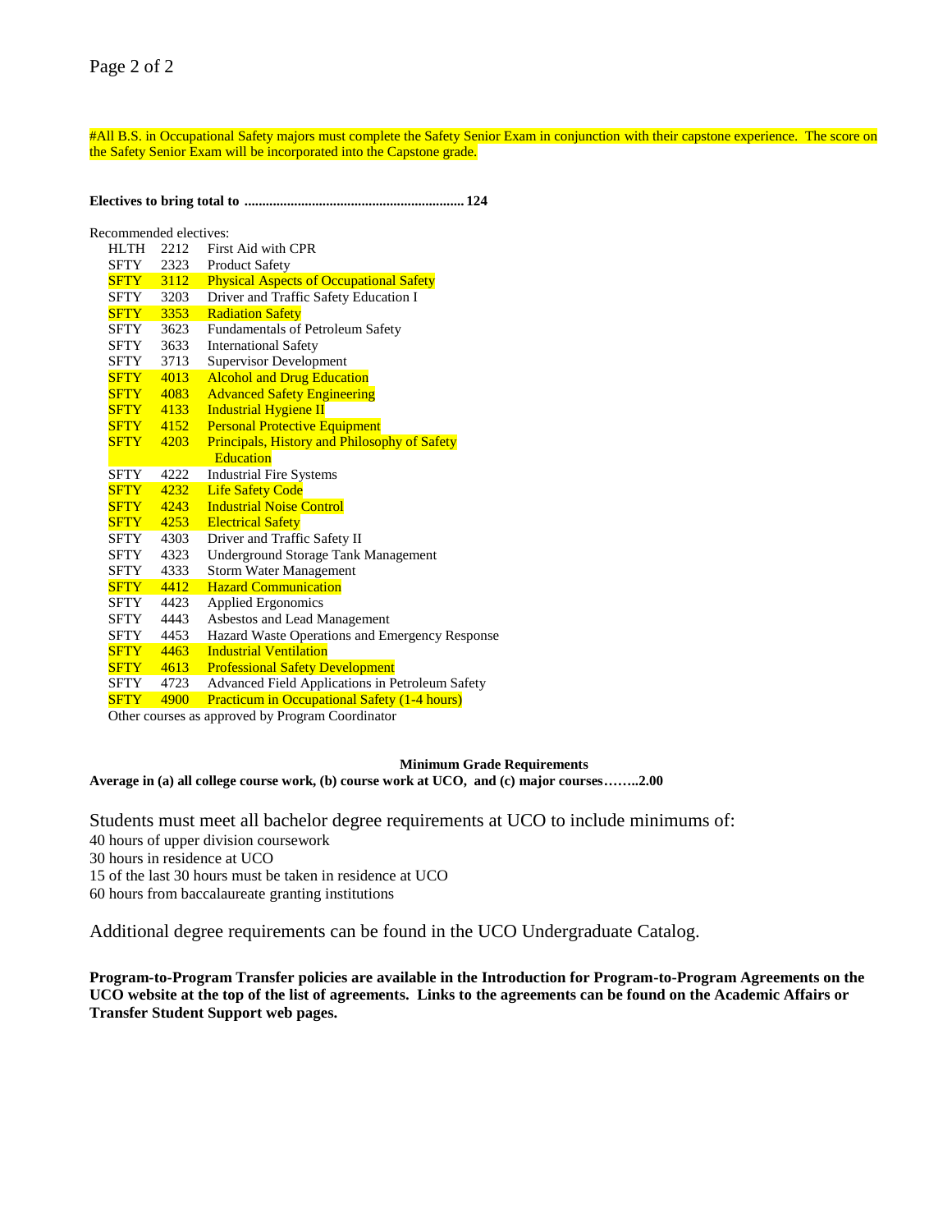#All B.S. in Occupational Safety majors must complete the Safety Senior Exam in conjunction with their capstone experience. The score on the Safety Senior Exam will be incorporated into the Capstone grade.

**Electives to bring total to .............................................................. 124**

Recommended electives:

| | | |
|---|---|---|
| HLTH | 2212 | First Aid with CPR |
| SFTY | 2323 | Product Safety |
| SFTY | 3112 | Physical Aspects of Occupational Safety |
| SFTY | 3203 | Driver and Traffic Safety Education I |
| SFTY | 3353 | Radiation Safety |
| SFTY | 3623 | Fundamentals of Petroleum Safety |
| SFTY | 3633 | International Safety |
| SFTY | 3713 | Supervisor Development |
| SFTY | 4013 | Alcohol and Drug Education |
| SFTY | 4083 | Advanced Safety Engineering |
| SFTY | 4133 | Industrial Hygiene II |
| SFTY | 4152 | Personal Protective Equipment |
| SFTY | 4203 | Principals, History and Philosophy of Safety Education |
| SFTY | 4222 | Industrial Fire Systems |
| SFTY | 4232 | Life Safety Code |
| SFTY | 4243 | Industrial Noise Control |
| SFTY | 4253 | Electrical Safety |
| SFTY | 4303 | Driver and Traffic Safety II |
| SFTY | 4323 | Underground Storage Tank Management |
| SFTY | 4333 | Storm Water Management |
| SFTY | 4412 | Hazard Communication |
| SFTY | 4423 | Applied Ergonomics |
| SFTY | 4443 | Asbestos and Lead Management |
| SFTY | 4453 | Hazard Waste Operations and Emergency Response |
| SFTY | 4463 | Industrial Ventilation |
| SFTY | 4613 | Professional Safety Development |
| SFTY | 4723 | Advanced Field Applications in Petroleum Safety |
| SFTY | 4900 | Practicum in Occupational Safety (1-4 hours) |

Other courses as approved by Program Coordinator

**Minimum Grade Requirements**

**Average in (a) all college course work, (b) course work at UCO, and (c) major courses……..2.00**

Students must meet all bachelor degree requirements at UCO to include minimums of:

40 hours of upper division coursework
30 hours in residence at UCO
15 of the last 30 hours must be taken in residence at UCO
60 hours from baccalaureate granting institutions

Additional degree requirements can be found in the UCO Undergraduate Catalog.

**Program-to-Program Transfer policies are available in the Introduction for Program-to-Program Agreements on the UCO website at the top of the list of agreements. Links to the agreements can be found on the Academic Affairs or Transfer Student Support web pages.**